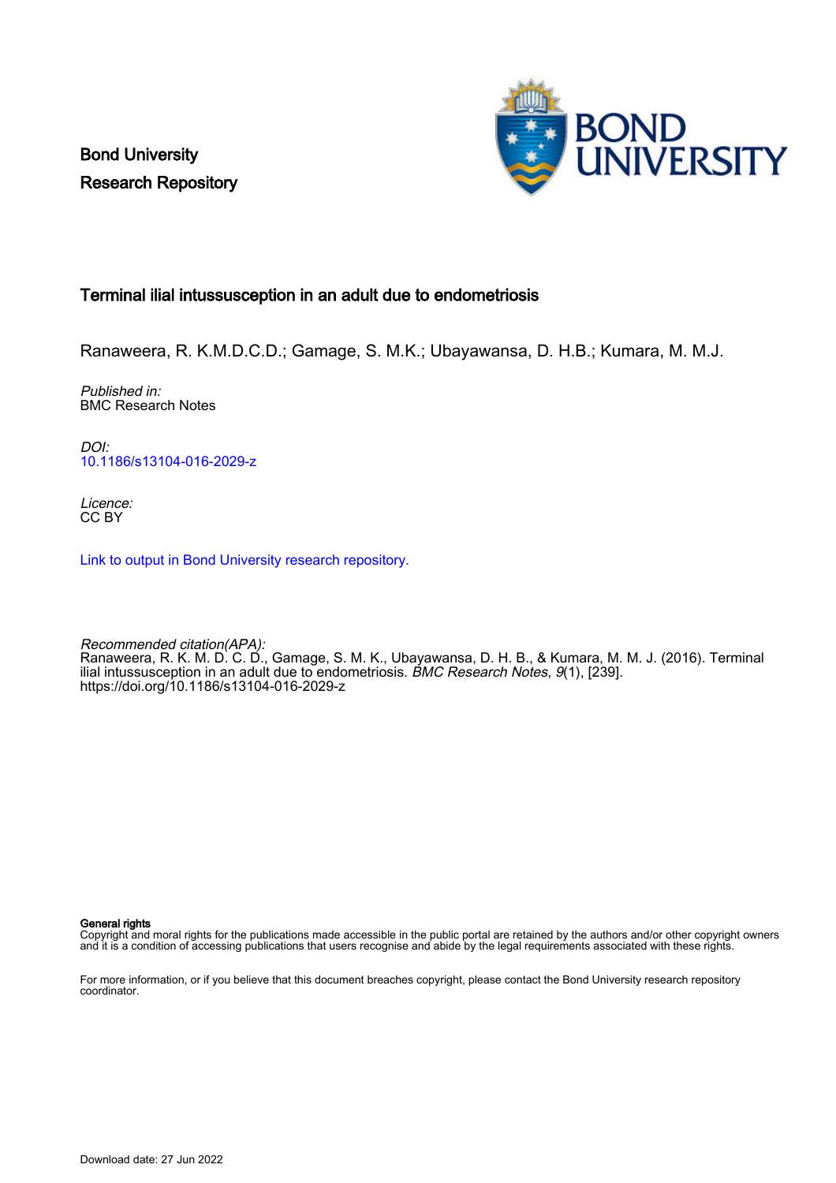Bond University
Research Repository

# Terminal ilial intussusception in an adult due to endometriosis

Ranaweera, R. K.M.D.C.D.; Gamage, S. M.K.; Ubayawansa, D. H.B.; Kumara, M. M.J.

*Published in:*
BMC Research Notes

*DOI:*
10.1186/s13104-016-2029-z

*Licence:*
CC BY

Link to output in Bond University research repository.

*Recommended citation(APA):*
Ranaweera, R. K. M. D. C. D., Gamage, S. M. K., Ubayawansa, D. H. B., & Kumara, M. M. J. (2016). Terminal ilial intussusception in an adult due to endometriosis. *BMC Research Notes*, *9*(1), [239]. https://doi.org/10.1186/s13104-016-2029-z

**General rights**
Copyright and moral rights for the publications made accessible in the public portal are retained by the authors and/or other copyright owners and it is a condition of accessing publications that users recognise and abide by the legal requirements associated with these rights.

For more information, or if you believe that this document breaches copyright, please contact the Bond University research repository coordinator.

Download date: 27 Jun 2022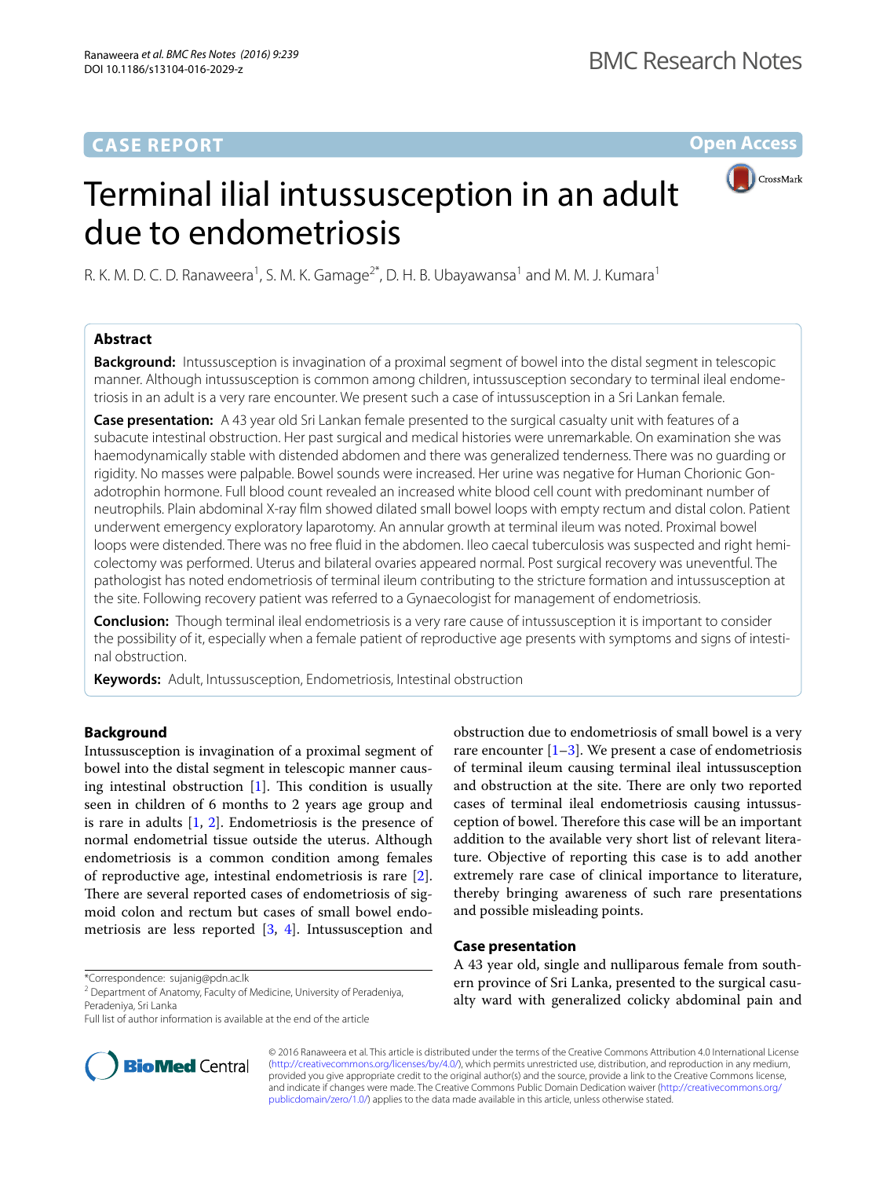# Terminal ilial intussusception in an adult due to endometriosis

R. K. M. D. C. D. Ranaweera[1], S. M. K. Gamage[2*], D. H. B. Ubayawansa[1] and M. M. J. Kumara[1]

## Abstract

**Background:** Intussusception is invagination of a proximal segment of bowel into the distal segment in telescopic manner. Although intussusception is common among children, intussusception secondary to terminal ileal endometriosis in an adult is a very rare encounter. We present such a case of intussusception in a Sri Lankan female.

**Case presentation:** A 43 year old Sri Lankan female presented to the surgical casualty unit with features of a subacute intestinal obstruction. Her past surgical and medical histories were unremarkable. On examination she was haemodynamically stable with distended abdomen and there was generalized tenderness. There was no guarding or rigidity. No masses were palpable. Bowel sounds were increased. Her urine was negative for Human Chorionic Gonadotrophin hormone. Full blood count revealed an increased white blood cell count with predominant number of neutrophils. Plain abdominal X-ray film showed dilated small bowel loops with empty rectum and distal colon. Patient underwent emergency exploratory laparotomy. An annular growth at terminal ileum was noted. Proximal bowel loops were distended. There was no free fluid in the abdomen. Ileo caecal tuberculosis was suspected and right hemicolectomy was performed. Uterus and bilateral ovaries appeared normal. Post surgical recovery was uneventful. The pathologist has noted endometriosis of terminal ileum contributing to the stricture formation and intussusception at the site. Following recovery patient was referred to a Gynaecologist for management of endometriosis.

**Conclusion:** Though terminal ileal endometriosis is a very rare cause of intussusception it is important to consider the possibility of it, especially when a female patient of reproductive age presents with symptoms and signs of intestinal obstruction.

**Keywords:** Adult, Intussusception, Endometriosis, Intestinal obstruction

## Background

Intussusception is invagination of a proximal segment of bowel into the distal segment in telescopic manner causing intestinal obstruction [1]. This condition is usually seen in children of 6 months to 2 years age group and is rare in adults [1, 2]. Endometriosis is the presence of normal endometrial tissue outside the uterus. Although endometriosis is a common condition among females of reproductive age, intestinal endometriosis is rare [2]. There are several reported cases of endometriosis of sigmoid colon and rectum but cases of small bowel endometriosis are less reported [3, 4]. Intussusception and obstruction due to endometriosis of small bowel is a very rare encounter [1–3]. We present a case of endometriosis of terminal ileum causing terminal ileal intussusception and obstruction at the site. There are only two reported cases of terminal ileal endometriosis causing intussusception of bowel. Therefore this case will be an important addition to the available very short list of relevant literature. Objective of reporting this case is to add another extremely rare case of clinical importance to literature, thereby bringing awareness of such rare presentations and possible misleading points.

## Case presentation

A 43 year old, single and nulliparous female from southern province of Sri Lanka, presented to the surgical casualty ward with generalized colicky abdominal pain and

*Correspondence: sujanig@pdn.ac.lk
[2] Department of Anatomy, Faculty of Medicine, University of Peradeniya, Peradeniya, Sri Lanka
Full list of author information is available at the end of the article

© 2016 Ranaweera et al. This article is distributed under the terms of the Creative Commons Attribution 4.0 International License (http://creativecommons.org/licenses/by/4.0/), which permits unrestricted use, distribution, and reproduction in any medium, provided you give appropriate credit to the original author(s) and the source, provide a link to the Creative Commons license, and indicate if changes were made. The Creative Commons Public Domain Dedication waiver (http://creativecommons.org/publicdomain/zero/1.0/) applies to the data made available in this article, unless otherwise stated.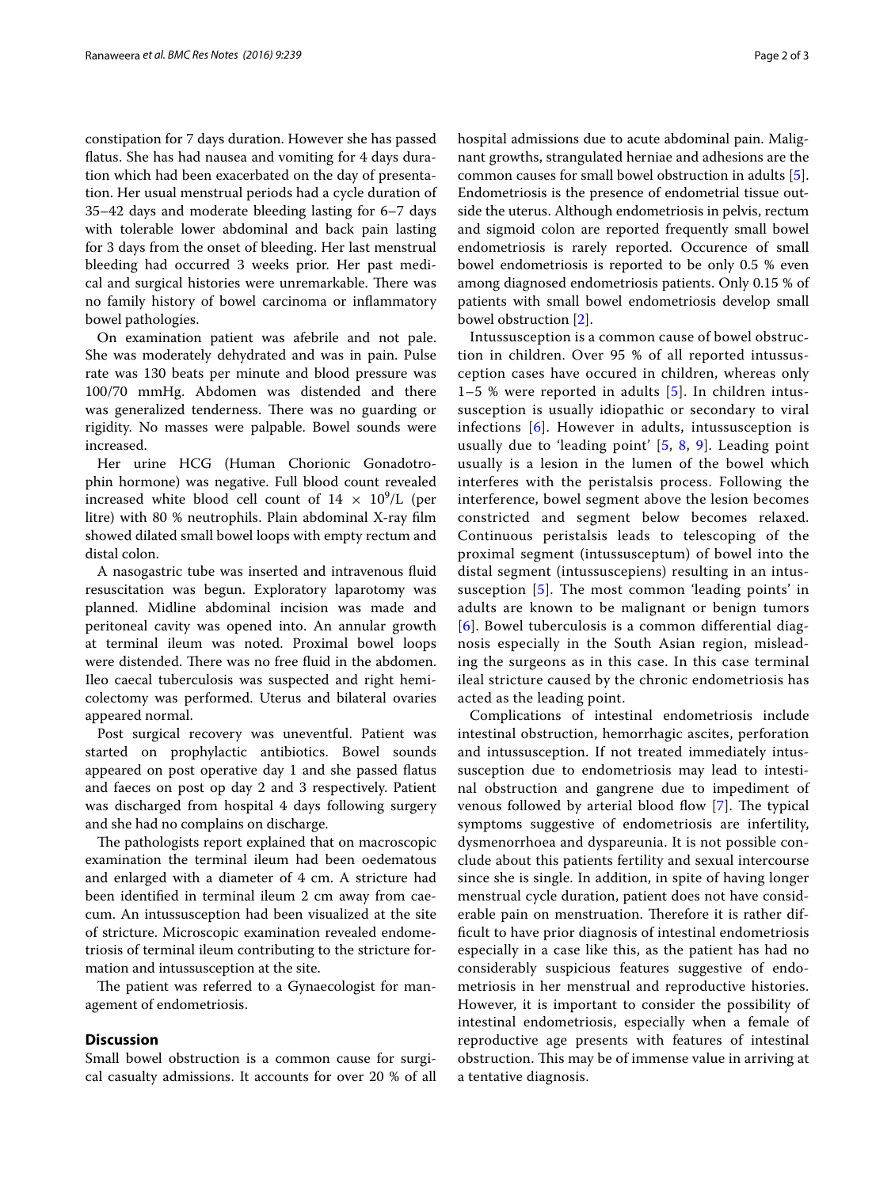constipation for 7 days duration. However she has passed flatus. She has had nausea and vomiting for 4 days duration which had been exacerbated on the day of presentation. Her usual menstrual periods had a cycle duration of 35–42 days and moderate bleeding lasting for 6–7 days with tolerable lower abdominal and back pain lasting for 3 days from the onset of bleeding. Her last menstrual bleeding had occurred 3 weeks prior. Her past medical and surgical histories were unremarkable. There was no family history of bowel carcinoma or inflammatory bowel pathologies.

On examination patient was afebrile and not pale. She was moderately dehydrated and was in pain. Pulse rate was 130 beats per minute and blood pressure was 100/70 mmHg. Abdomen was distended and there was generalized tenderness. There was no guarding or rigidity. No masses were palpable. Bowel sounds were increased.

Her urine HCG (Human Chorionic Gonadotrophin hormone) was negative. Full blood count revealed increased white blood cell count of $14 \times 10^9$/L (per litre) with 80 % neutrophils. Plain abdominal X-ray film showed dilated small bowel loops with empty rectum and distal colon.

A nasogastric tube was inserted and intravenous fluid resuscitation was begun. Exploratory laparotomy was planned. Midline abdominal incision was made and peritoneal cavity was opened into. An annular growth at terminal ileum was noted. Proximal bowel loops were distended. There was no free fluid in the abdomen. Ileo caecal tuberculosis was suspected and right hemicolectomy was performed. Uterus and bilateral ovaries appeared normal.

Post surgical recovery was uneventful. Patient was started on prophylactic antibiotics. Bowel sounds appeared on post operative day 1 and she passed flatus and faeces on post op day 2 and 3 respectively. Patient was discharged from hospital 4 days following surgery and she had no complains on discharge.

The pathologists report explained that on macroscopic examination the terminal ileum had been oedematous and enlarged with a diameter of 4 cm. A stricture had been identified in terminal ileum 2 cm away from caecum. An intussusception had been visualized at the site of stricture. Microscopic examination revealed endometriosis of terminal ileum contributing to the stricture formation and intussusception at the site.

The patient was referred to a Gynaecologist for management of endometriosis.

## Discussion

Small bowel obstruction is a common cause for surgical casualty admissions. It accounts for over 20 % of all hospital admissions due to acute abdominal pain. Malignant growths, strangulated herniae and adhesions are the common causes for small bowel obstruction in adults [5]. Endometriosis is the presence of endometrial tissue outside the uterus. Although endometriosis in pelvis, rectum and sigmoid colon are reported frequently small bowel endometriosis is rarely reported. Occurence of small bowel endometriosis is reported to be only 0.5 % even among diagnosed endometriosis patients. Only 0.15 % of patients with small bowel endometriosis develop small bowel obstruction [2].

Intussusception is a common cause of bowel obstruction in children. Over 95 % of all reported intussusception cases have occured in children, whereas only 1–5 % were reported in adults [5]. In children intussusception is usually idiopathic or secondary to viral infections [6]. However in adults, intussusception is usually due to 'leading point' [5, 8, 9]. Leading point usually is a lesion in the lumen of the bowel which interferes with the peristalsis process. Following the interference, bowel segment above the lesion becomes constricted and segment below becomes relaxed. Continuous peristalsis leads to telescoping of the proximal segment (intussusceptum) of bowel into the distal segment (intussuscepiens) resulting in an intussusception [5]. The most common 'leading points' in adults are known to be malignant or benign tumors [6]. Bowel tuberculosis is a common differential diagnosis especially in the South Asian region, misleading the surgeons as in this case. In this case terminal ileal stricture caused by the chronic endometriosis has acted as the leading point.

Complications of intestinal endometriosis include intestinal obstruction, hemorrhagic ascites, perforation and intussusception. If not treated immediately intussusception due to endometriosis may lead to intestinal obstruction and gangrene due to impediment of venous followed by arterial blood flow [7]. The typical symptoms suggestive of endometriosis are infertility, dysmenorrhoea and dyspareunia. It is not possible conclude about this patients fertility and sexual intercourse since she is single. In addition, in spite of having longer menstrual cycle duration, patient does not have considerable pain on menstruation. Therefore it is rather difficult to have prior diagnosis of intestinal endometriosis especially in a case like this, as the patient has had no considerably suspicious features suggestive of endometriosis in her menstrual and reproductive histories. However, it is important to consider the possibility of intestinal endometriosis, especially when a female of reproductive age presents with features of intestinal obstruction. This may be of immense value in arriving at a tentative diagnosis.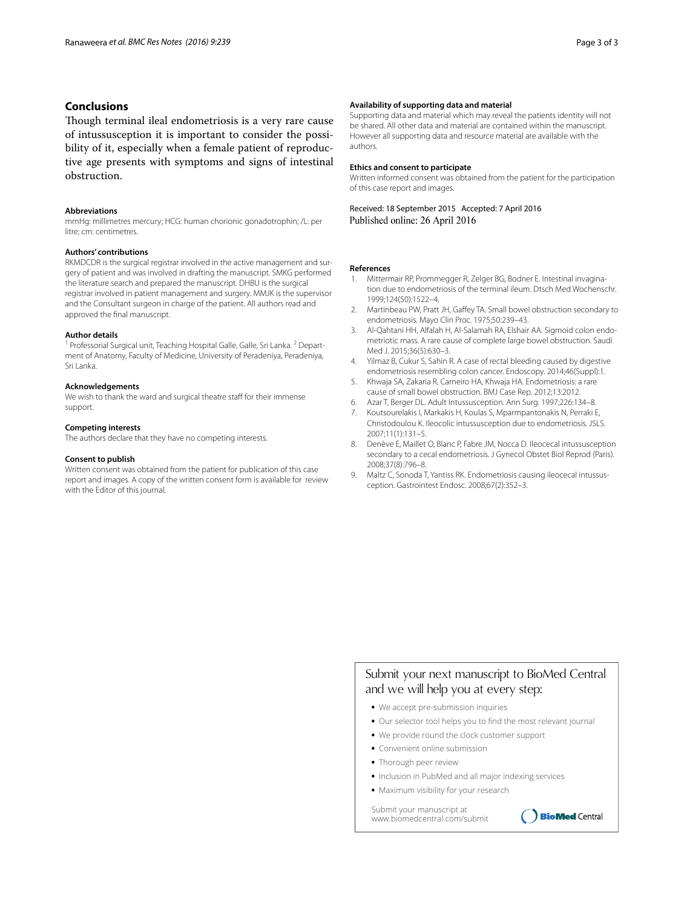## Conclusions

Though terminal ileal endometriosis is a very rare cause of intussusception it is important to consider the possibility of it, especially when a female patient of reproductive age presents with symptoms and signs of intestinal obstruction.

### Abbreviations

mmHg: millimetres mercury; HCG: human chorionic gonadotrophin; /L: per litre; cm: centimetres.

### Authors' contributions

RKMDCDR is the surgical registrar involved in the active management and surgery of patient and was involved in drafting the manuscript. SMKG performed the literature search and prepared the manuscript. DHBU is the surgical registrar involved in patient management and surgery. MMJK is the supervisor and the Consultant surgeon in charge of the patient. All authors read and approved the final manuscript.

### Author details

[1] Professorial Surgical unit, Teaching Hospital Galle, Galle, Sri Lanka. [2] Department of Anatomy, Faculty of Medicine, University of Peradeniya, Peradeniya, Sri Lanka.

### Acknowledgements

We wish to thank the ward and surgical theatre staff for their immense support.

### Competing interests

The authors declare that they have no competing interests.

### Consent to publish

Written consent was obtained from the patient for publication of this case report and images. A copy of the written consent form is available for review with the Editor of this journal.

### Availability of supporting data and material

Supporting data and material which may reveal the patients identity will not be shared. All other data and material are contained within the manuscript. However all supporting data and resource material are available with the authors.

### Ethics and consent to participate

Written informed consent was obtained from the patient for the participation of this case report and images.

Received: 18 September 2015 Accepted: 7 April 2016
Published online: 26 April 2016

### References

1. Mittermair RP, Prommegger R, Zelger BG, Bodner E. Intestinal invagination due to endometriosis of the terminal ileum. Dtsch Med Wochenschr. 1999;124(50):1522–4.
2. Martinbeau PW, Pratt JH, Gaffey TA. Small bowel obstruction secondary to endometriosis. Mayo Clin Proc. 1975;50:239–43.
3. Al-Qahtani HH, Alfalah H, Al-Salamah RA, Elshair AA. Sigmoid colon endometriotic mass. A rare cause of complete large bowel obstruction. Saudi Med J. 2015;36(5):630–3.
4. Yilmaz B, Cukur S, Sahin R. A case of rectal bleeding caused by digestive endometriosis resembling colon cancer. Endoscopy. 2014;46(Suppl):1.
5. Khwaja SA, Zakaria R, Carneiro HA, Khwaja HA. Endometriosis: a rare cause of small bowel obstruction. BMJ Case Rep. 2012;13:2012.
6. Azar T, Berger DL. Adult Intussusception. Ann Surg. 1997;226:134–8.
7. Koutsourelakis I, Markakis H, Koulas S, Mparmpantonakis N, Perraki E, Christodoulou K. Ileocolic intussusception due to endometriosis. JSLS. 2007;11(1):131–5.
8. Denève E, Maillet O, Blanc P, Fabre JM, Nocca D. Ileocecal intussusception secondary to a cecal endometriosis. J Gynecol Obstet Biol Reprod (Paris). 2008;37(8):796–8.
9. Maltz C, Sonoda T, Yantiss RK. Endometriosis causing ileocecal intussusception. Gastrointest Endosc. 2008;67(2):352–3.

Submit your next manuscript to BioMed Central and we will help you at every step:

- We accept pre-submission inquiries
- Our selector tool helps you to find the most relevant journal
- We provide round the clock customer support
- Convenient online submission
- Thorough peer review
- Inclusion in PubMed and all major indexing services
- Maximum visibility for your research

Submit your manuscript at www.biomedcentral.com/submit

BioMed Central